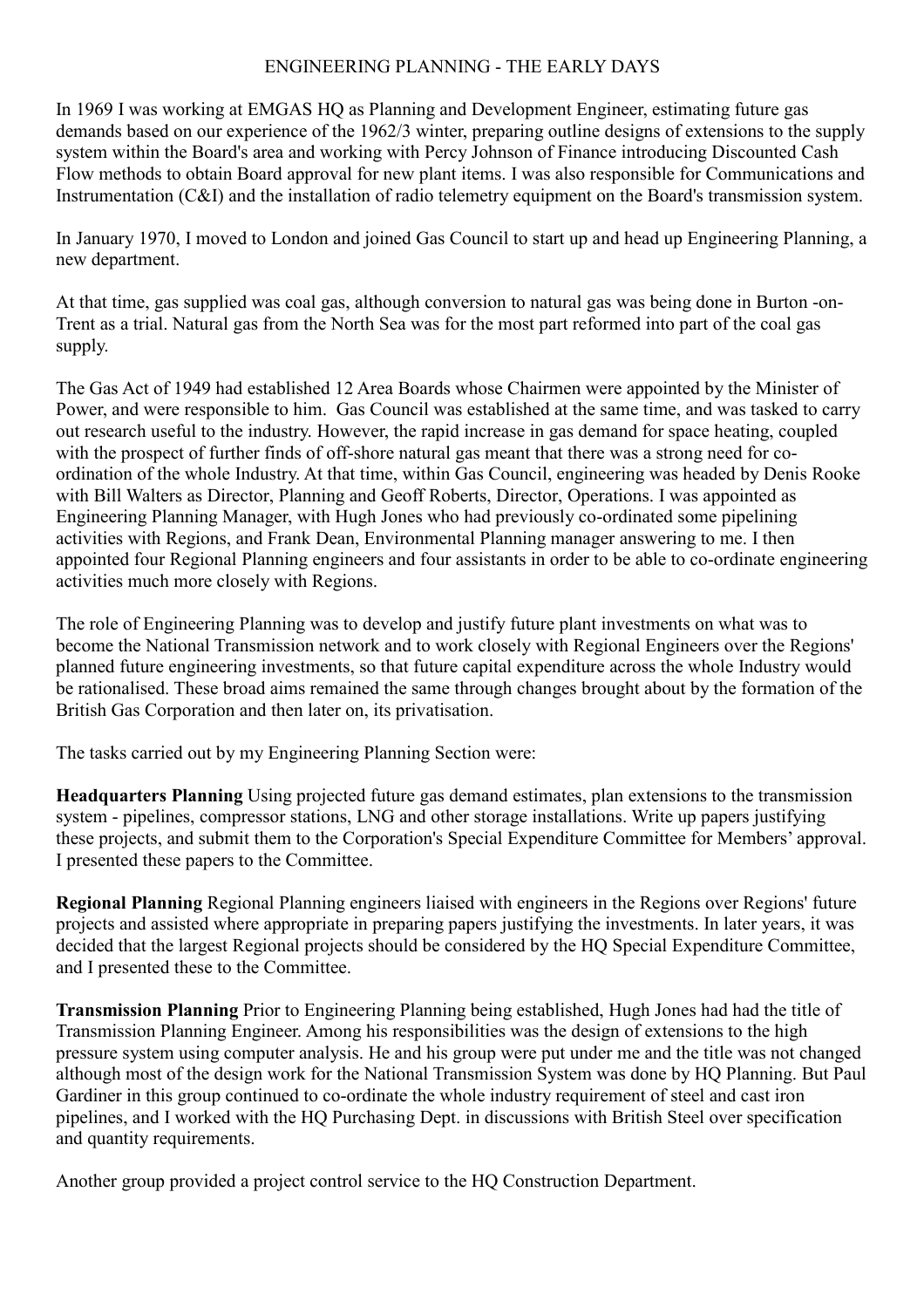# ENGINEERING PLANNING - THE EARLY DAYS

In 1969 I was working at EMGAS HQ as Planning and Development Engineer, estimating future gas demands based on our experience of the 1962/3 winter, preparing outline designs of extensions to the supply system within the Board's area and working with Percy Johnson of Finance introducing Discounted Cash Flow methods to obtain Board approval for new plant items. I was also responsible for Communications and Instrumentation (C&I) and the installation of radio telemetry equipment on the Board's transmission system.

In January 1970, I moved to London and joined Gas Council to start up and head up Engineering Planning, a new department.

At that time, gas supplied was coal gas, although conversion to natural gas was being done in Burton -on-Trent as a trial. Natural gas from the North Sea was for the most part reformed into part of the coal gas supply.

The Gas Act of 1949 had established 12 Area Boards whose Chairmen were appointed by the Minister of Power, and were responsible to him. Gas Council was established at the same time, and was tasked to carry out research useful to the industry. However, the rapid increase in gas demand for space heating, coupled with the prospect of further finds of off-shore natural gas meant that there was a strong need for co-ordination of the whole Industry. At that time, within Gas Council, engineering was headed by Denis Rooke with Bill Walters as Director, Planning and Geoff Roberts, Director, Operations. I was appointed as Engineering Planning Manager, with Hugh Jones who had previously co-ordinated some pipelining activities with Regions, and Frank Dean, Environmental Planning manager answering to me. I then appointed four Regional Planning engineers and four assistants in order to be able to co-ordinate engineering activities much more closely with Regions.

The role of Engineering Planning was to develop and justify future plant investments on what was to become the National Transmission network and to work closely with Regional Engineers over the Regions' planned future engineering investments, so that future capital expenditure across the whole Industry would be rationalised. These broad aims remained the same through changes brought about by the formation of the British Gas Corporation and then later on, its privatisation.

The tasks carried out by my Engineering Planning Section were:

**Headquarters Planning** Using projected future gas demand estimates, plan extensions to the transmission system - pipelines, compressor stations, LNG and other storage installations. Write up papers justifying these projects, and submit them to the Corporation's Special Expenditure Committee for Members' approval. I presented these papers to the Committee.

**Regional Planning** Regional Planning engineers liaised with engineers in the Regions over Regions' future projects and assisted where appropriate in preparing papers justifying the investments. In later years, it was decided that the largest Regional projects should be considered by the HQ Special Expenditure Committee, and I presented these to the Committee.

**Transmission Planning** Prior to Engineering Planning being established, Hugh Jones had had the title of Transmission Planning Engineer. Among his responsibilities was the design of extensions to the high pressure system using computer analysis. He and his group were put under me and the title was not changed although most of the design work for the National Transmission System was done by HQ Planning. But Paul Gardiner in this group continued to co-ordinate the whole industry requirement of steel and cast iron pipelines, and I worked with the HQ Purchasing Dept. in discussions with British Steel over specification and quantity requirements.

Another group provided a project control service to the HQ Construction Department.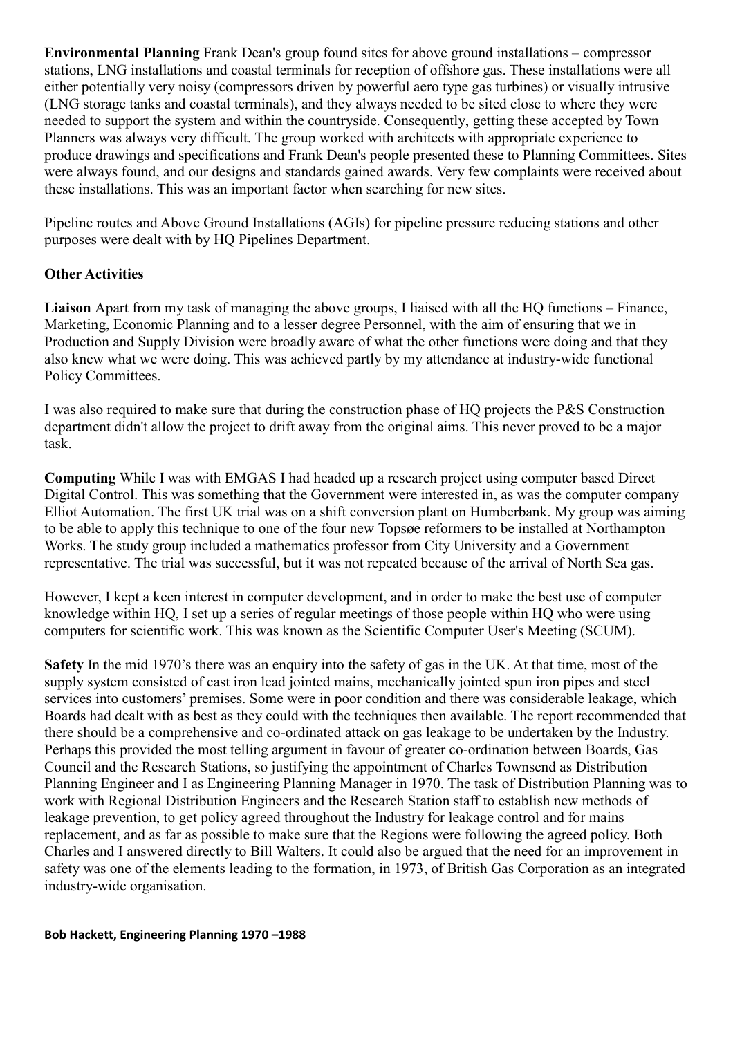**Environmental Planning** Frank Dean's group found sites for above ground installations – compressor stations, LNG installations and coastal terminals for reception of offshore gas. These installations were all either potentially very noisy (compressors driven by powerful aero type gas turbines) or visually intrusive (LNG storage tanks and coastal terminals), and they always needed to be sited close to where they were needed to support the system and within the countryside. Consequently, getting these accepted by Town Planners was always very difficult. The group worked with architects with appropriate experience to produce drawings and specifications and Frank Dean's people presented these to Planning Committees. Sites were always found, and our designs and standards gained awards. Very few complaints were received about these installations. This was an important factor when searching for new sites.

Pipeline routes and Above Ground Installations (AGIs) for pipeline pressure reducing stations and other purposes were dealt with by HQ Pipelines Department.

## Other Activities

**Liaison** Apart from my task of managing the above groups, I liaised with all the HQ functions – Finance, Marketing, Economic Planning and to a lesser degree Personnel, with the aim of ensuring that we in Production and Supply Division were broadly aware of what the other functions were doing and that they also knew what we were doing. This was achieved partly by my attendance at industry-wide functional Policy Committees.

I was also required to make sure that during the construction phase of HQ projects the P&S Construction department didn't allow the project to drift away from the original aims. This never proved to be a major task.

**Computing** While I was with EMGAS I had headed up a research project using computer based Direct Digital Control. This was something that the Government were interested in, as was the computer company Elliot Automation. The first UK trial was on a shift conversion plant on Humberbank. My group was aiming to be able to apply this technique to one of the four new Topsøe reformers to be installed at Northampton Works. The study group included a mathematics professor from City University and a Government representative. The trial was successful, but it was not repeated because of the arrival of North Sea gas.

However, I kept a keen interest in computer development, and in order to make the best use of computer knowledge within HQ, I set up a series of regular meetings of those people within HQ who were using computers for scientific work. This was known as the Scientific Computer User's Meeting (SCUM).

**Safety** In the mid 1970's there was an enquiry into the safety of gas in the UK. At that time, most of the supply system consisted of cast iron lead jointed mains, mechanically jointed spun iron pipes and steel services into customers' premises. Some were in poor condition and there was considerable leakage, which Boards had dealt with as best as they could with the techniques then available. The report recommended that there should be a comprehensive and co-ordinated attack on gas leakage to be undertaken by the Industry. Perhaps this provided the most telling argument in favour of greater co-ordination between Boards, Gas Council and the Research Stations, so justifying the appointment of Charles Townsend as Distribution Planning Engineer and I as Engineering Planning Manager in 1970. The task of Distribution Planning was to work with Regional Distribution Engineers and the Research Station staff to establish new methods of leakage prevention, to get policy agreed throughout the Industry for leakage control and for mains replacement, and as far as possible to make sure that the Regions were following the agreed policy. Both Charles and I answered directly to Bill Walters. It could also be argued that the need for an improvement in safety was one of the elements leading to the formation, in 1973, of British Gas Corporation as an integrated industry-wide organisation.

**Bob Hackett, Engineering Planning 1970 –1988**